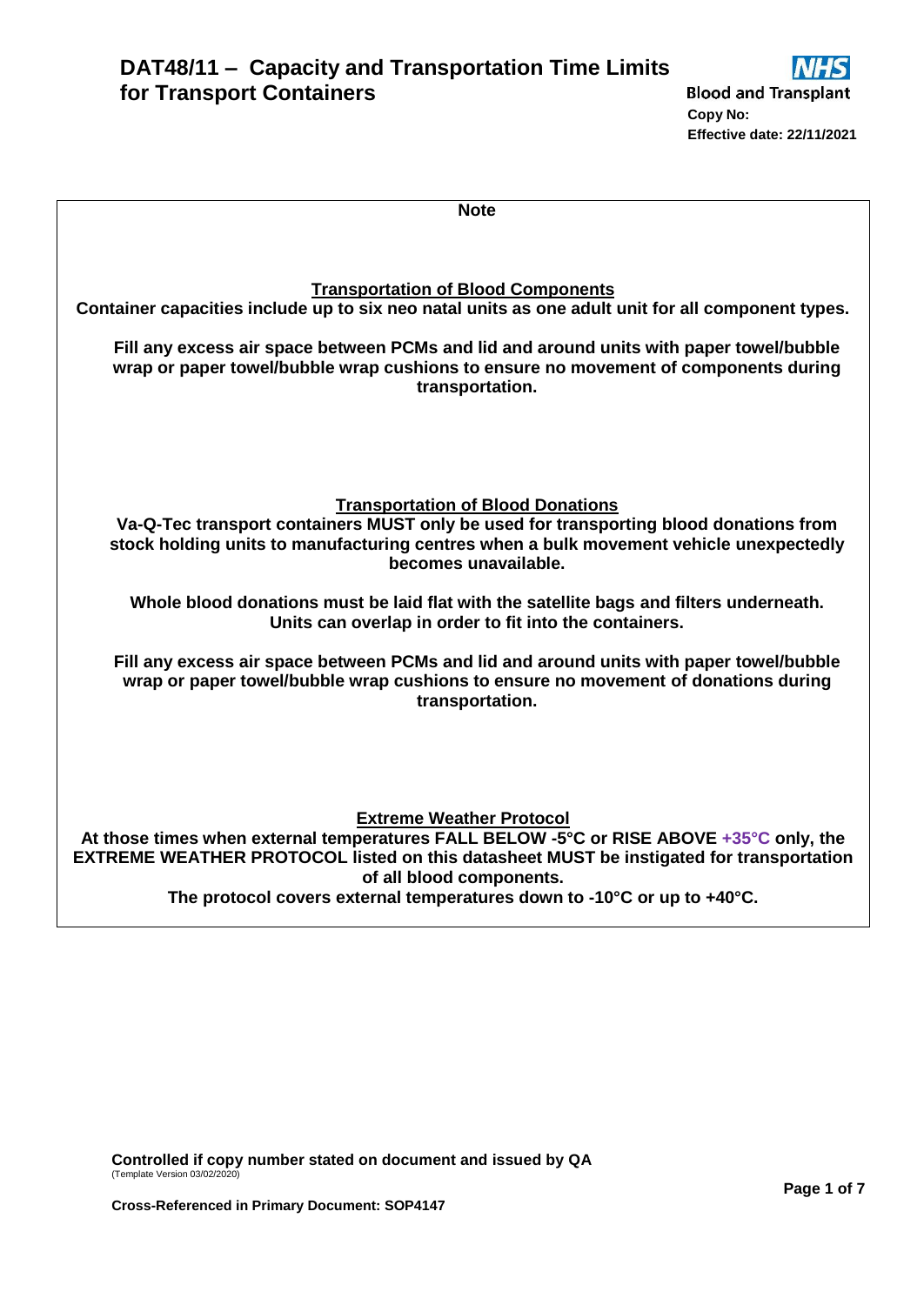# DAT48/11 – Capacity and Transportation Time Limits for Transport Containers

Copy No:
Effective date: 22/11/2021

**Note**

**Transportation of Blood Components**

**Container capacities include up to six neo natal units as one adult unit for all component types.**

**Fill any excess air space between PCMs and lid and around units with paper towel/bubble wrap or paper towel/bubble wrap cushions to ensure no movement of components during transportation.**

**Transportation of Blood Donations**

**Va-Q-Tec transport containers MUST only be used for transporting blood donations from stock holding units to manufacturing centres when a bulk movement vehicle unexpectedly becomes unavailable.**

**Whole blood donations must be laid flat with the satellite bags and filters underneath. Units can overlap in order to fit into the containers.**

**Fill any excess air space between PCMs and lid and around units with paper towel/bubble wrap or paper towel/bubble wrap cushions to ensure no movement of donations during transportation.**

**Extreme Weather Protocol**

**At those times when external temperatures FALL BELOW -5°C or RISE ABOVE +35°C only, the EXTREME WEATHER PROTOCOL listed on this datasheet MUST be instigated for transportation of all blood components.**
**The protocol covers external temperatures down to -10°C or up to +40°C.**

**Controlled if copy number stated on document and issued by QA**
(Template Version 03/02/2020)

**Cross-Referenced in Primary Document: SOP4147**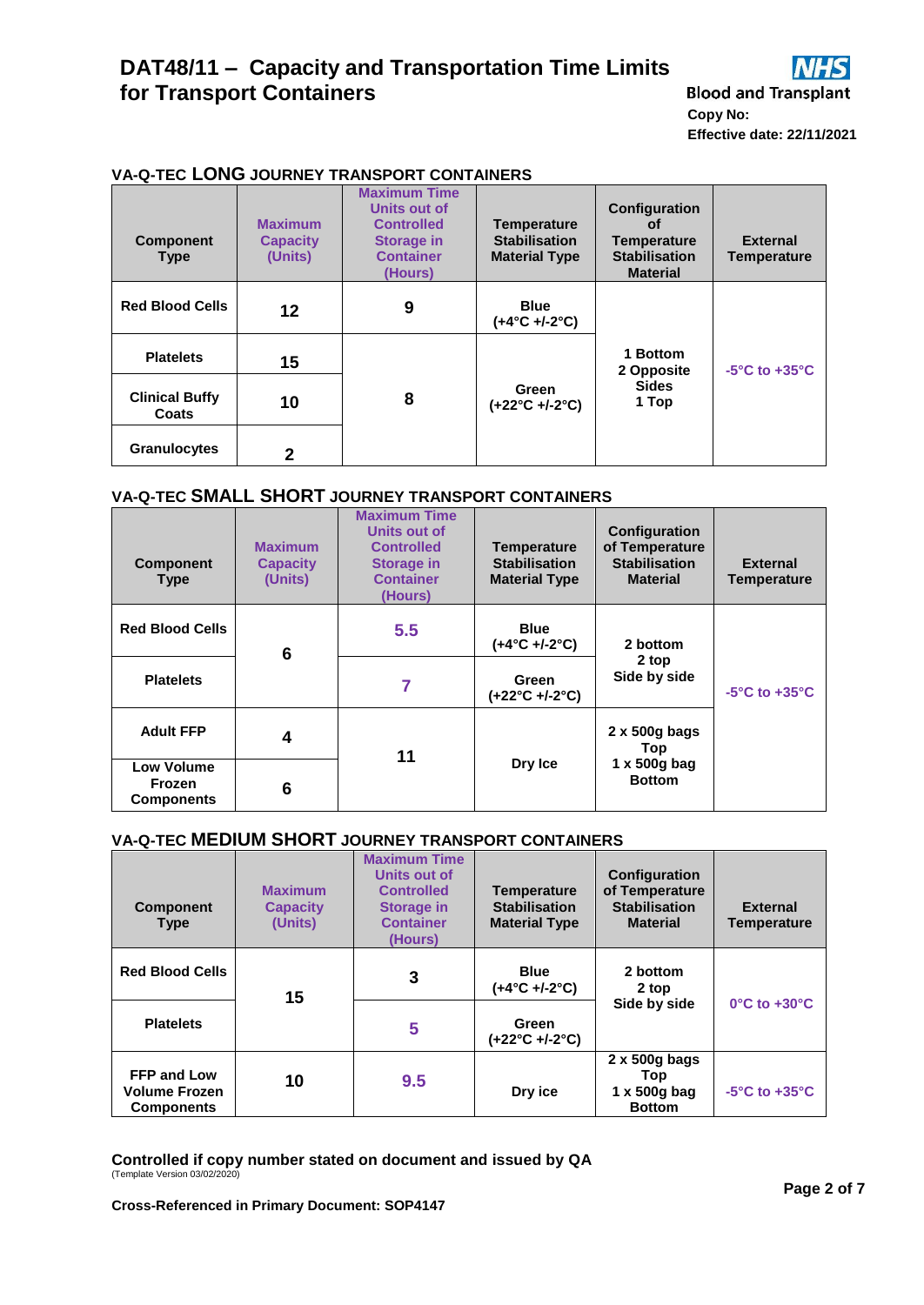# DAT48/11 – Capacity and Transportation Time Limits for Transport Containers

Copy No:

Effective date: 22/11/2021

## VA-Q-TEC LONG JOURNEY TRANSPORT CONTAINERS

| Component Type | Maximum Capacity (Units) | Maximum Time Units out of Controlled Storage in Container (Hours) | Temperature Stabilisation Material Type | Configuration of Temperature Stabilisation Material | External Temperature |
|---|---|---|---|---|---|
| Red Blood Cells | 12 | 9 | Blue (+4°C +/-2°C) | 1 Bottom<br>2 Opposite Sides<br>1 Top | -5°C to +35°C |
| Platelets | 15 | 8 | Green (+22°C +/-2°C) | | |
| Clinical Buffy Coats | 10 | | | | |
| Granulocytes | 2 | | | | |

## VA-Q-TEC SMALL SHORT JOURNEY TRANSPORT CONTAINERS

| Component Type | Maximum Capacity (Units) | Maximum Time Units out of Controlled Storage in Container (Hours) | Temperature Stabilisation Material Type | Configuration of Temperature Stabilisation Material | External Temperature |
|---|---|---|---|---|---|
| Red Blood Cells | 6 | 5.5 | Blue (+4°C +/-2°C) | 2 bottom<br>2 top<br>Side by side | -5°C to +35°C |
| Platelets | | 7 | Green (+22°C +/-2°C) | | |
| Adult FFP | 4 | 11 | Dry Ice | 2 x 500g bags Top<br>1 x 500g bag Bottom | |
| Low Volume Frozen Components | 6 | | | | |

## VA-Q-TEC MEDIUM SHORT JOURNEY TRANSPORT CONTAINERS

| Component Type | Maximum Capacity (Units) | Maximum Time Units out of Controlled Storage in Container (Hours) | Temperature Stabilisation Material Type | Configuration of Temperature Stabilisation Material | External Temperature |
|---|---|---|---|---|---|
| Red Blood Cells | 15 | 3 | Blue (+4°C +/-2°C) | 2 bottom<br>2 top<br>Side by side | 0°C to +30°C |
| Platelets | | 5 | Green (+22°C +/-2°C) | | |
| FFP and Low Volume Frozen Components | 10 | 9.5 | Dry ice | 2 x 500g bags Top<br>1 x 500g bag Bottom | -5°C to +35°C |

**Controlled if copy number stated on document and issued by QA**
(Template Version 03/02/2020)

**Cross-Referenced in Primary Document: SOP4147**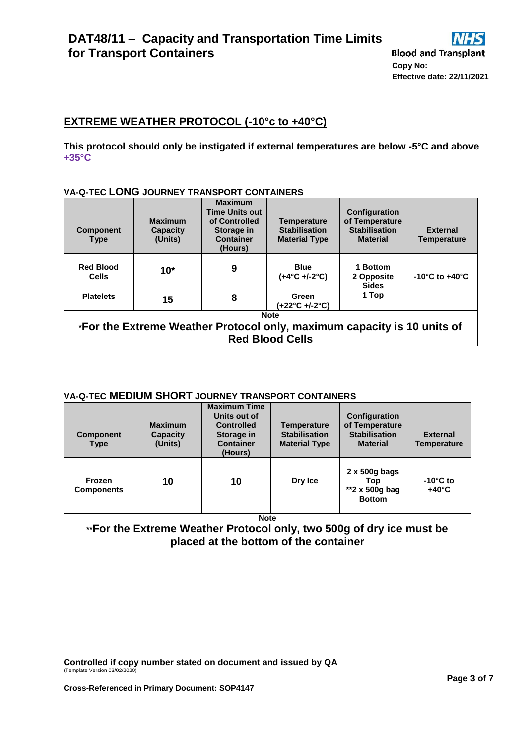## EXTREME WEATHER PROTOCOL (-10°c to +40°C)

**This protocol should only be instigated if external temperatures are below -5°C and above +35°C**

### VA-Q-TEC LONG JOURNEY TRANSPORT CONTAINERS

| Component Type | Maximum Capacity (Units) | Maximum Time Units out of Controlled Storage in Container (Hours) | Temperature Stabilisation Material Type | Configuration of Temperature Stabilisation Material | External Temperature |
|---|---|---|---|---|---|
| Red Blood Cells | 10* | 9 | Blue (+4°C +/-2°C) | 1 Bottom<br>2 Opposite Sides<br>1 Top | -10°C to +40°C |
| Platelets | 15 | 8 | Green (+22°C +/-2°C) | | |

**Note**

***For the Extreme Weather Protocol only, maximum capacity is 10 units of Red Blood Cells**

### VA-Q-TEC MEDIUM SHORT JOURNEY TRANSPORT CONTAINERS

| Component Type | Maximum Capacity (Units) | Maximum Time Units out of Controlled Storage in Container (Hours) | Temperature Stabilisation Material Type | Configuration of Temperature Stabilisation Material | External Temperature |
|---|---|---|---|---|---|
| Frozen Components | 10 | 10 | Dry Ice | 2 x 500g bags Top<br>**2 x 500g bag Bottom | -10°C to +40°C |

**Note**

****For the Extreme Weather Protocol only, two 500g of dry ice must be placed at the bottom of the container**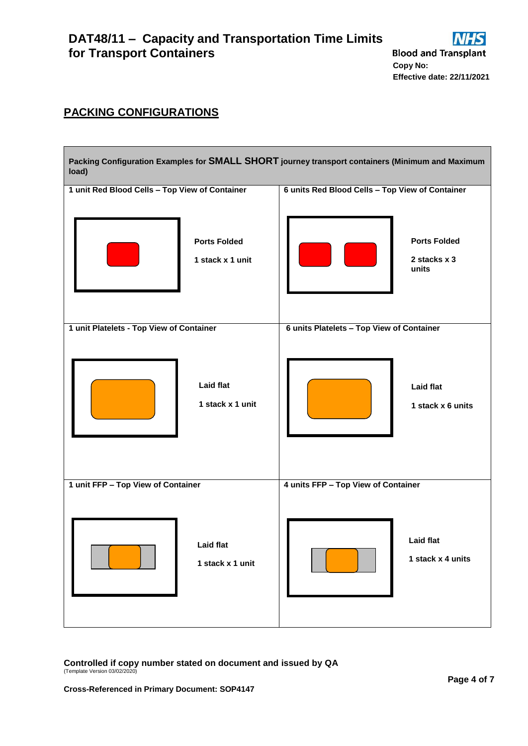## PACKING CONFIGURATIONS

| Packing Configuration Examples for SMALL SHORT journey transport containers (Minimum and Maximum load) | |
|---|---|
| **1 unit Red Blood Cells – Top View of Container**<br><br>Ports Folded<br><br>1 stack x 1 unit | **6 units Red Blood Cells – Top View of Container**<br><br>Ports Folded<br><br>2 stacks x 3 units |
| **1 unit Platelets - Top View of Container**<br><br>Laid flat<br><br>1 stack x 1 unit | **6 units Platelets – Top View of Container**<br><br>Laid flat<br><br>1 stack x 6 units |
| **1 unit FFP – Top View of Container**<br><br>Laid flat<br><br>1 stack x 1 unit | **4 units FFP – Top View of Container**<br><br>Laid flat<br><br>1 stack x 4 units |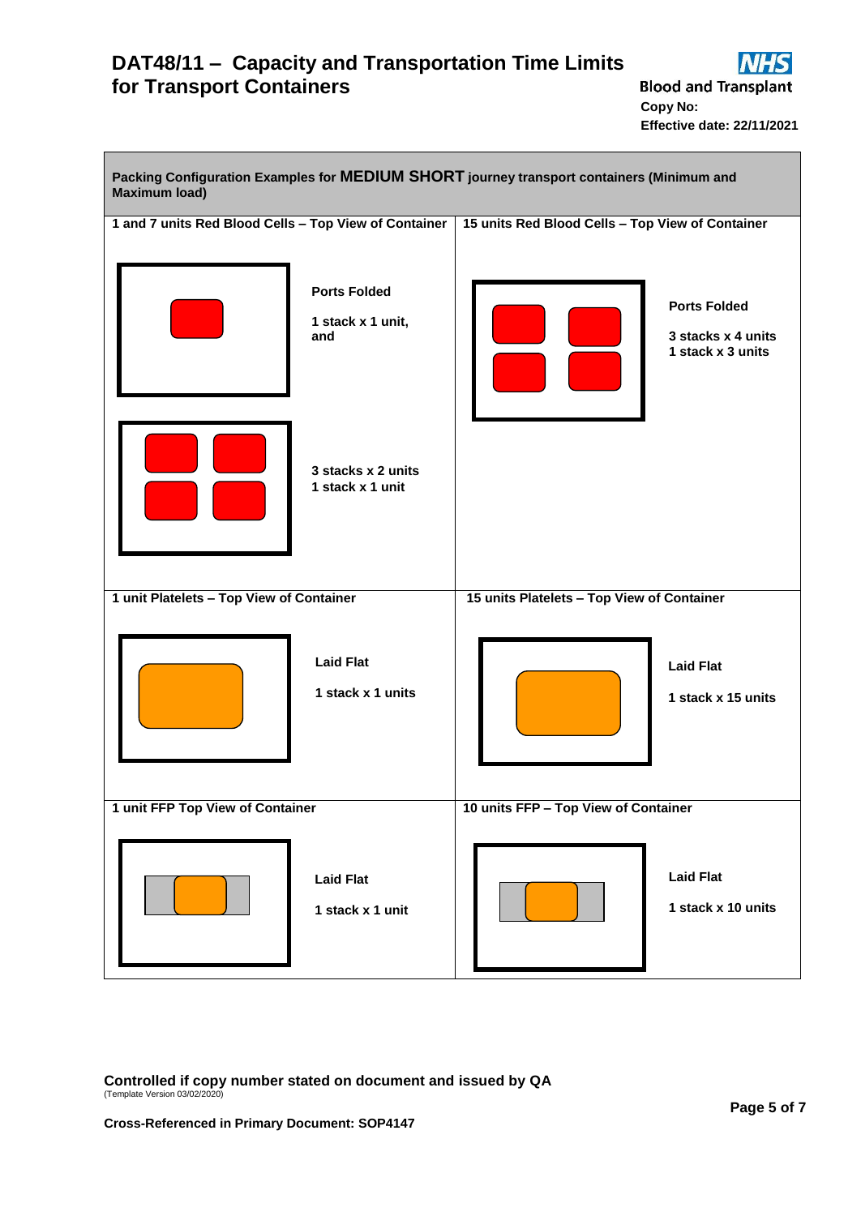**Packing Configuration Examples for MEDIUM SHORT journey transport containers (Minimum and Maximum load)**

| 1 and 7 units Red Blood Cells – Top View of Container | 15 units Red Blood Cells – Top View of Container |
|---|---|
| **Ports Folded**<br><br>**1 stack x 1 unit, and**<br><br>**3 stacks x 2 units**<br>**1 stack x 1 unit** | **Ports Folded**<br><br>**3 stacks x 4 units**<br>**1 stack x 3 units** |
| **1 unit Platelets – Top View of Container** | **15 units Platelets – Top View of Container** |
| **Laid Flat**<br><br>**1 stack x 1 units** | **Laid Flat**<br><br>**1 stack x 15 units** |
| **1 unit FFP Top View of Container** | **10 units FFP – Top View of Container** |
| **Laid Flat**<br><br>**1 stack x 1 unit** | **Laid Flat**<br><br>**1 stack x 10 units** |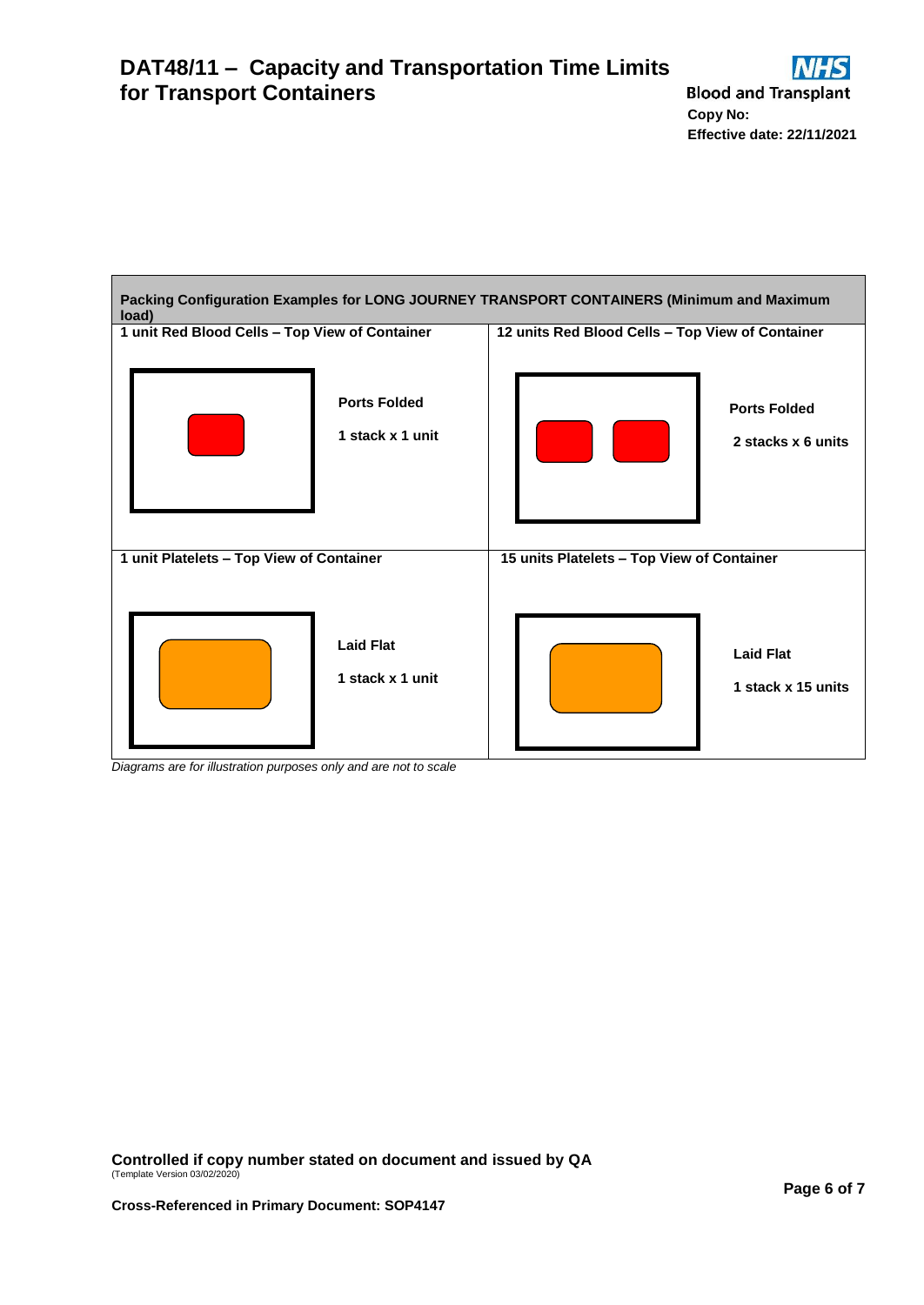| Packing Configuration Examples for LONG JOURNEY TRANSPORT CONTAINERS (Minimum and Maximum load) | |
| --- | --- |
| **1 unit Red Blood Cells – Top View of Container**<br><br>**Ports Folded**<br>**1 stack x 1 unit** | **12 units Red Blood Cells – Top View of Container**<br><br>**Ports Folded**<br>**2 stacks x 6 units** |
| **1 unit Platelets – Top View of Container**<br><br>**Laid Flat**<br>**1 stack x 1 unit** | **15 units Platelets – Top View of Container**<br><br>**Laid Flat**<br>**1 stack x 15 units** |

*Diagrams are for illustration purposes only and are not to scale*

**Controlled if copy number stated on document and issued by QA**

(Template Version 03/02/2020)

**Cross-Referenced in Primary Document: SOP4147**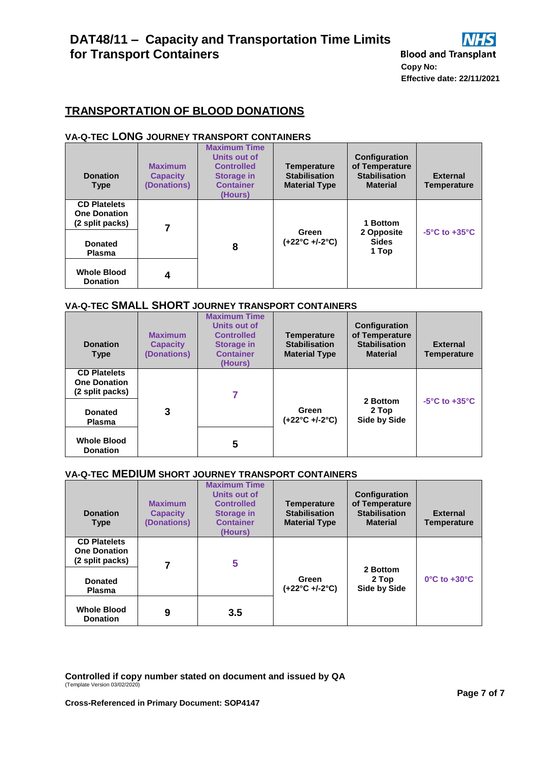# DAT48/11 – Capacity and Transportation Time Limits for Transport Containers

Blood and Transplant

Copy No:

Effective date: 22/11/2021

## TRANSPORTATION OF BLOOD DONATIONS

### VA-Q-TEC LONG JOURNEY TRANSPORT CONTAINERS

| Donation Type | Maximum Capacity (Donations) | Maximum Time Units out of Controlled Storage in Container (Hours) | Temperature Stabilisation Material Type | Configuration of Temperature Stabilisation Material | External Temperature |
|---|---|---|---|---|---|
| CD Platelets One Donation (2 split packs) | 7 | 8 | Green (+22°C +/-2°C) | 1 Bottom 2 Opposite Sides 1 Top | -5°C to +35°C |
| Donated Plasma | 7 | 8 | Green (+22°C +/-2°C) | 1 Bottom 2 Opposite Sides 1 Top | -5°C to +35°C |
| Whole Blood Donation | 4 | 8 | Green (+22°C +/-2°C) | 1 Bottom 2 Opposite Sides 1 Top | -5°C to +35°C |

### VA-Q-TEC SMALL SHORT JOURNEY TRANSPORT CONTAINERS

| Donation Type | Maximum Capacity (Donations) | Maximum Time Units out of Controlled Storage in Container (Hours) | Temperature Stabilisation Material Type | Configuration of Temperature Stabilisation Material | External Temperature |
|---|---|---|---|---|---|
| CD Platelets One Donation (2 split packs) | 3 | 7 | Green (+22°C +/-2°C) | 2 Bottom 2 Top Side by Side | -5°C to +35°C |
| Donated Plasma | 3 | 7 | Green (+22°C +/-2°C) | 2 Bottom 2 Top Side by Side | -5°C to +35°C |
| Whole Blood Donation | 3 | 5 | Green (+22°C +/-2°C) | 2 Bottom 2 Top Side by Side | -5°C to +35°C |

### VA-Q-TEC MEDIUM SHORT JOURNEY TRANSPORT CONTAINERS

| Donation Type | Maximum Capacity (Donations) | Maximum Time Units out of Controlled Storage in Container (Hours) | Temperature Stabilisation Material Type | Configuration of Temperature Stabilisation Material | External Temperature |
|---|---|---|---|---|---|
| CD Platelets One Donation (2 split packs) | 7 | 5 | Green (+22°C +/-2°C) | 2 Bottom 2 Top Side by Side | 0°C to +30°C |
| Donated Plasma | 7 | 5 | Green (+22°C +/-2°C) | 2 Bottom 2 Top Side by Side | 0°C to +30°C |
| Whole Blood Donation | 9 | 3.5 | Green (+22°C +/-2°C) | 2 Bottom 2 Top Side by Side | 0°C to +30°C |

**Controlled if copy number stated on document and issued by QA**
(Template Version 03/02/2020)

**Cross-Referenced in Primary Document: SOP4147**